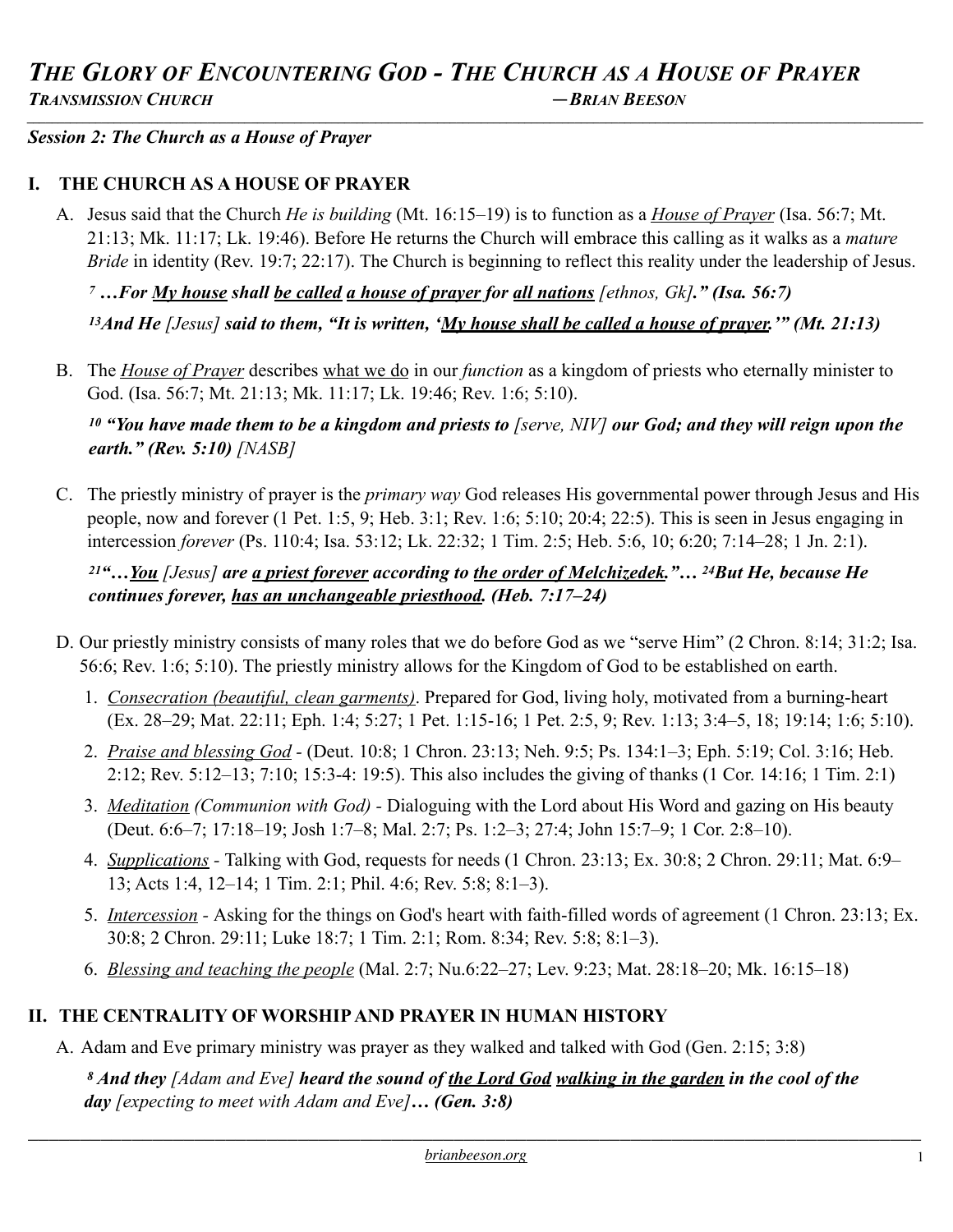# *THE GLORY OF ENCOUNTERING GOD - THE CHURCH AS A HOUSE OF PRAYER*

***TRANSMISSION CHURCH*** — ***BRIAN BEESON***

***Session 2: The Church as a House of Prayer***

## I. THE CHURCH AS A HOUSE OF PRAYER

A. Jesus said that the Church *He is building* (Mt. 16:15–19) is to function as a *House of Prayer* (Isa. 56:7; Mt. 21:13; Mk. 11:17; Lk. 19:46). Before He returns the Church will embrace this calling as it walks as a *mature Bride* in identity (Rev. 19:7; 22:17). The Church is beginning to reflect this reality under the leadership of Jesus.

***[7] …For My house shall be called a house of prayer for all nations** [ethnos, Gk]**." (Isa. 56:7)***

***[13]And He** [Jesus] **said to them, "It is written, 'My house shall be called a house of prayer.'" (Mt. 21:13)***

B. The *House of Prayer* describes what we do in our *function* as a kingdom of priests who eternally minister to God. (Isa. 56:7; Mt. 21:13; Mk. 11:17; Lk. 19:46; Rev. 1:6; 5:10).

***[10] "You have made them to be a kingdom and priests to** [serve, NIV] **our God; and they will reign upon the earth." (Rev. 5:10)** [NASB]*

C. The priestly ministry of prayer is the *primary way* God releases His governmental power through Jesus and His people, now and forever (1 Pet. 1:5, 9; Heb. 3:1; Rev. 1:6; 5:10; 20:4; 22:5). This is seen in Jesus engaging in intercession *forever* (Ps. 110:4; Isa. 53:12; Lk. 22:32; 1 Tim. 2:5; Heb. 5:6, 10; 6:20; 7:14–28; 1 Jn. 2:1).

***[21]"…You** [Jesus] **are a priest forever according to the order of Melchizedek."… [24]But He, because He continues forever, has an unchangeable priesthood. (Heb. 7:17–24)***

D. Our priestly ministry consists of many roles that we do before God as we "serve Him" (2 Chron. 8:14; 31:2; Isa. 56:6; Rev. 1:6; 5:10). The priestly ministry allows for the Kingdom of God to be established on earth.

1. *Consecration (beautiful, clean garments)*. Prepared for God, living holy, motivated from a burning-heart (Ex. 28–29; Mat. 22:11; Eph. 1:4; 5:27; 1 Pet. 1:15-16; 1 Pet. 2:5, 9; Rev. 1:13; 3:4–5, 18; 19:14; 1:6; 5:10).
2. *Praise and blessing God* - (Deut. 10:8; 1 Chron. 23:13; Neh. 9:5; Ps. 134:1–3; Eph. 5:19; Col. 3:16; Heb. 2:12; Rev. 5:12–13; 7:10; 15:3-4: 19:5). This also includes the giving of thanks (1 Cor. 14:16; 1 Tim. 2:1)
3. *Meditation (Communion with God)* - Dialoguing with the Lord about His Word and gazing on His beauty (Deut. 6:6–7; 17:18–19; Josh 1:7–8; Mal. 2:7; Ps. 1:2–3; 27:4; John 15:7–9; 1 Cor. 2:8–10).
4. *Supplications* - Talking with God, requests for needs (1 Chron. 23:13; Ex. 30:8; 2 Chron. 29:11; Mat. 6:9–13; Acts 1:4, 12–14; 1 Tim. 2:1; Phil. 4:6; Rev. 5:8; 8:1–3).
5. *Intercession* - Asking for the things on God's heart with faith-filled words of agreement (1 Chron. 23:13; Ex. 30:8; 2 Chron. 29:11; Luke 18:7; 1 Tim. 2:1; Rom. 8:34; Rev. 5:8; 8:1–3).
6. *Blessing and teaching the people* (Mal. 2:7; Nu.6:22–27; Lev. 9:23; Mat. 28:18–20; Mk. 16:15–18)

## II. THE CENTRALITY OF WORSHIP AND PRAYER IN HUMAN HISTORY

A. Adam and Eve primary ministry was prayer as they walked and talked with God (Gen. 2:15; 3:8)

***[8] And they** [Adam and Eve] **heard the sound of the Lord God walking in the garden in the cool of the day** [expecting to meet with Adam and Eve]**… (Gen. 3:8)***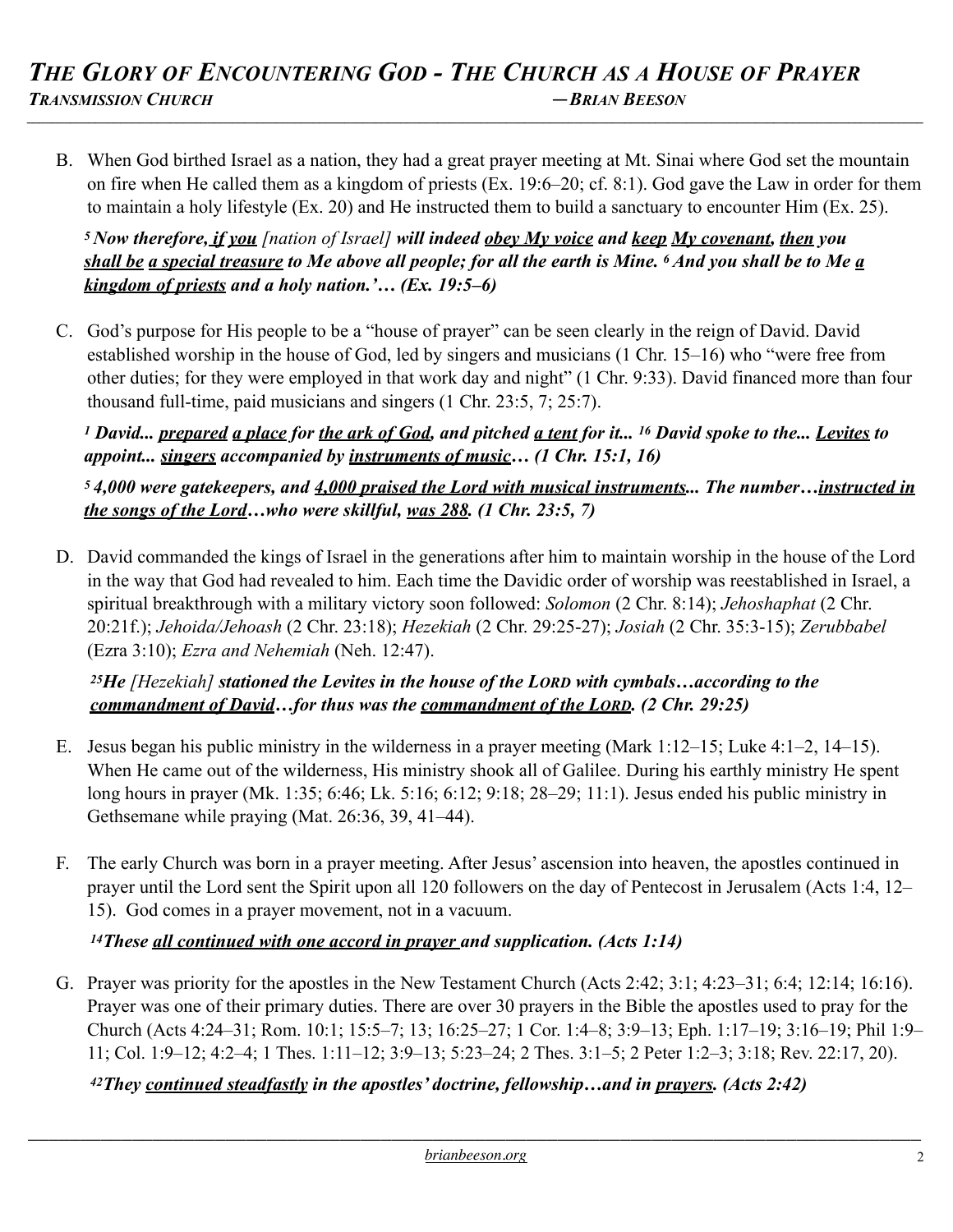B. When God birthed Israel as a nation, they had a great prayer meeting at Mt. Sinai where God set the mountain on fire when He called them as a kingdom of priests (Ex. 19:6–20; cf. 8:1). God gave the Law in order for them to maintain a holy lifestyle (Ex. 20) and He instructed them to build a sanctuary to encounter Him (Ex. 25).

***[5] Now therefore, <u>if you</u>*** *[nation of Israel]* ***will indeed <u>obey My voice</u> and <u>keep My covenant</u>, <u>then</u> you <u>shall be a special treasure</u> to Me above all people; for all the earth is Mine. [6] And you shall be to Me <u>a kingdom of priests</u> and a holy nation.'… (Ex. 19:5–6)***

C. God's purpose for His people to be a "house of prayer" can be seen clearly in the reign of David. David established worship in the house of God, led by singers and musicians (1 Chr. 15–16) who "were free from other duties; for they were employed in that work day and night" (1 Chr. 9:33). David financed more than four thousand full-time, paid musicians and singers (1 Chr. 23:5, 7; 25:7).

***[1] David... <u>prepared a place</u> for <u>the ark of God</u>, and pitched <u>a tent</u> for it... [16] David spoke to the... <u>Levites</u> to appoint... <u>singers</u> accompanied by <u>instruments of music</u>… (1 Chr. 15:1, 16)***

***[5] 4,000 were gatekeepers, and <u>4,000 praised the Lord with musical instruments</u>... The number…<u>instructed in the songs of the Lord</u>…who were skillful, <u>was 288</u>. (1 Chr. 23:5, 7)***

D. David commanded the kings of Israel in the generations after him to maintain worship in the house of the Lord in the way that God had revealed to him. Each time the Davidic order of worship was reestablished in Israel, a spiritual breakthrough with a military victory soon followed: *Solomon* (2 Chr. 8:14); *Jehoshaphat* (2 Chr. 20:21f.); *Jehoida/Jehoash* (2 Chr. 23:18); *Hezekiah* (2 Chr. 29:25-27); *Josiah* (2 Chr. 35:3-15); *Zerubbabel* (Ezra 3:10); *Ezra and Nehemiah* (Neh. 12:47).

***[25]He*** *[Hezekiah]* ***stationed the Levites in the house of the LORD with cymbals…according to the <u>commandment of David</u>…for thus was the <u>commandment of the LORD</u>. (2 Chr. 29:25)***

E. Jesus began his public ministry in the wilderness in a prayer meeting (Mark 1:12–15; Luke 4:1–2, 14–15). When He came out of the wilderness, His ministry shook all of Galilee. During his earthly ministry He spent long hours in prayer (Mk. 1:35; 6:46; Lk. 5:16; 6:12; 9:18; 28–29; 11:1). Jesus ended his public ministry in Gethsemane while praying (Mat. 26:36, 39, 41–44).

F. The early Church was born in a prayer meeting. After Jesus' ascension into heaven, the apostles continued in prayer until the Lord sent the Spirit upon all 120 followers on the day of Pentecost in Jerusalem (Acts 1:4, 12–15). God comes in a prayer movement, not in a vacuum.

***[14]These <u>all continued with one accord in prayer</u> and supplication. (Acts 1:14)***

G. Prayer was priority for the apostles in the New Testament Church (Acts 2:42; 3:1; 4:23–31; 6:4; 12:14; 16:16). Prayer was one of their primary duties. There are over 30 prayers in the Bible the apostles used to pray for the Church (Acts 4:24–31; Rom. 10:1; 15:5–7; 13; 16:25–27; 1 Cor. 1:4–8; 3:9–13; Eph. 1:17–19; 3:16–19; Phil 1:9–11; Col. 1:9–12; 4:2–4; 1 Thes. 1:11–12; 3:9–13; 5:23–24; 2 Thes. 3:1–5; 2 Peter 1:2–3; 3:18; Rev. 22:17, 20).

***[42]They <u>continued steadfastly</u> in the apostles' doctrine, fellowship…and in <u>prayers</u>. (Acts 2:42)***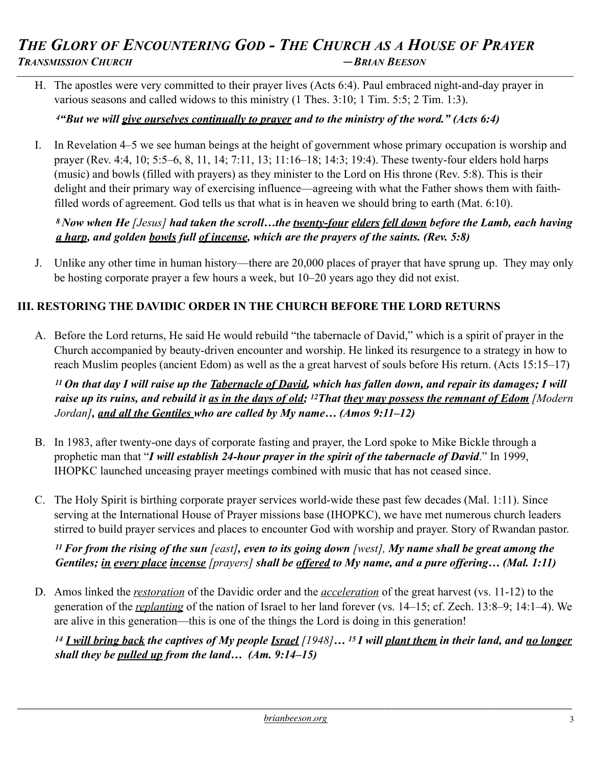H. The apostles were very committed to their prayer lives (Acts 6:4). Paul embraced night-and-day prayer in various seasons and called widows to this ministry (1 Thes. 3:10; 1 Tim. 5:5; 2 Tim. 1:3).

***[4]"But we will <u>give ourselves continually to prayer</u> and to the ministry of the word." (Acts 6:4)***

I. In Revelation 4–5 we see human beings at the height of government whose primary occupation is worship and prayer (Rev. 4:4, 10; 5:5–6, 8, 11, 14; 7:11, 13; 11:16–18; 14:3; 19:4). These twenty-four elders hold harps (music) and bowls (filled with prayers) as they minister to the Lord on His throne (Rev. 5:8). This is their delight and their primary way of exercising influence—agreeing with what the Father shows them with faith-filled words of agreement. God tells us that what is in heaven we should bring to earth (Mat. 6:10).

***[8] Now when He** [Jesus] **had taken the scroll…the <u>twenty-four</u> <u>elders</u> <u>fell down</u> before the Lamb, each having <u>a harp</u>, and golden <u>bowls</u> full <u>of incense</u>, which are the prayers of the saints. (Rev. 5:8)***

J. Unlike any other time in human history—there are 20,000 places of prayer that have sprung up. They may only be hosting corporate prayer a few hours a week, but 10–20 years ago they did not exist.

## III. RESTORING THE DAVIDIC ORDER IN THE CHURCH BEFORE THE LORD RETURNS

A. Before the Lord returns, He said He would rebuild "the tabernacle of David," which is a spirit of prayer in the Church accompanied by beauty-driven encounter and worship. He linked its resurgence to a strategy in how to reach Muslim peoples (ancient Edom) as well as the a great harvest of souls before His return. (Acts 15:15–17)

***[11] On that day I will raise up the <u>Tabernacle of David</u>, which has fallen down, and repair its damages; I will raise up its ruins, and rebuild it <u>as in the days of old</u>; [12]That <u>they may possess the remnant of Edom</u>** [Modern Jordan]**, <u>and all the Gentiles</u> who are called by My name… (Amos 9:11–12)***

B. In 1983, after twenty-one days of corporate fasting and prayer, the Lord spoke to Mike Bickle through a prophetic man that "***I will establish 24-hour prayer in the spirit of the tabernacle of David***." In 1999, IHOPKC launched unceasing prayer meetings combined with music that has not ceased since.

C. The Holy Spirit is birthing corporate prayer services world-wide these past few decades (Mal. 1:11). Since serving at the International House of Prayer missions base (IHOPKC), we have met numerous church leaders stirred to build prayer services and places to encounter God with worship and prayer. Story of Rwandan pastor.

***[11] For from the rising of the sun** [east]**, even to its going down** [west], **My name shall be great among the Gentiles; <u>in</u> <u>every place</u> <u>incense</u>** [prayers] **shall be <u>offered</u> to My name, and a pure offering… (Mal. 1:11)***

D. Amos linked the *<u>restoration</u>* of the Davidic order and the *<u>acceleration</u>* of the great harvest (vs. 11-12) to the generation of the *<u>replanting</u>* of the nation of Israel to her land forever (vs. 14–15; cf. Zech. 13:8–9; 14:1–4). We are alive in this generation—this is one of the things the Lord is doing in this generation!

***[14] <u>I will bring back</u> the captives of My people <u>Israel</u>** [1948]**… [15] I will <u>plant them</u> in their land, and <u>no longer</u> shall they be <u>pulled up</u> from the land… (Am. 9:14–15)***